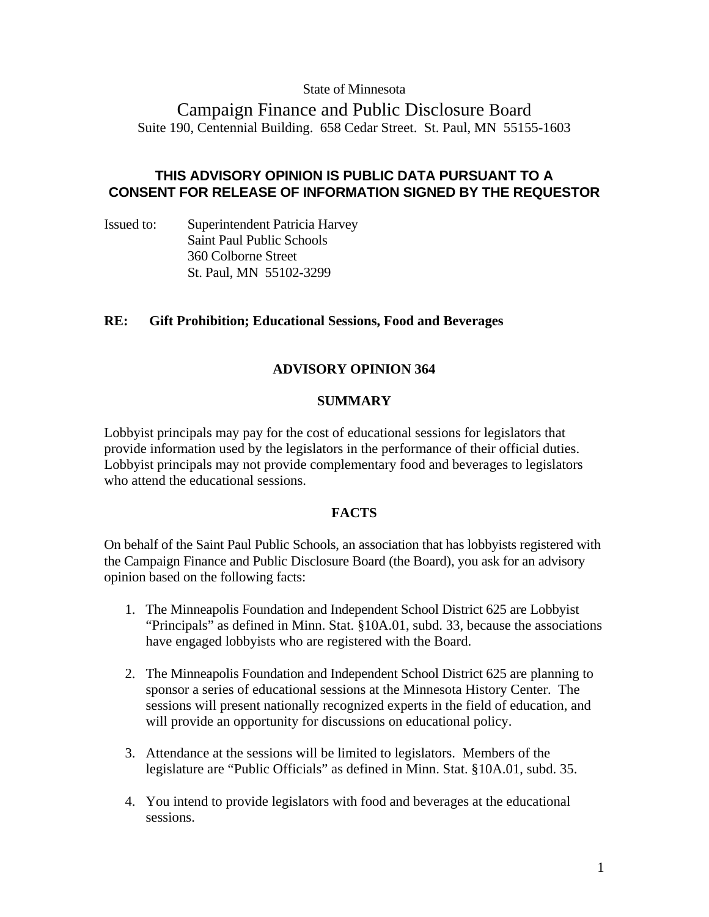State of Minnesota

# Campaign Finance and Public Disclosure Board

Suite 190, Centennial Building. 658 Cedar Street. St. Paul, MN 55155-1603

**THIS ADVISORY OPINION IS PUBLIC DATA PURSUANT TO A CONSENT FOR RELEASE OF INFORMATION SIGNED BY THE REQUESTOR**

Issued to: Superintendent Patricia Harvey
Saint Paul Public Schools
360 Colborne Street
St. Paul, MN 55102-3299

**RE: Gift Prohibition; Educational Sessions, Food and Beverages**

## ADVISORY OPINION 364

### SUMMARY

Lobbyist principals may pay for the cost of educational sessions for legislators that provide information used by the legislators in the performance of their official duties. Lobbyist principals may not provide complementary food and beverages to legislators who attend the educational sessions.

### FACTS

On behalf of the Saint Paul Public Schools, an association that has lobbyists registered with the Campaign Finance and Public Disclosure Board (the Board), you ask for an advisory opinion based on the following facts:

1. The Minneapolis Foundation and Independent School District 625 are Lobbyist "Principals" as defined in Minn. Stat. §10A.01, subd. 33, because the associations have engaged lobbyists who are registered with the Board.
2. The Minneapolis Foundation and Independent School District 625 are planning to sponsor a series of educational sessions at the Minnesota History Center. The sessions will present nationally recognized experts in the field of education, and will provide an opportunity for discussions on educational policy.
3. Attendance at the sessions will be limited to legislators. Members of the legislature are "Public Officials" as defined in Minn. Stat. §10A.01, subd. 35.
4. You intend to provide legislators with food and beverages at the educational sessions.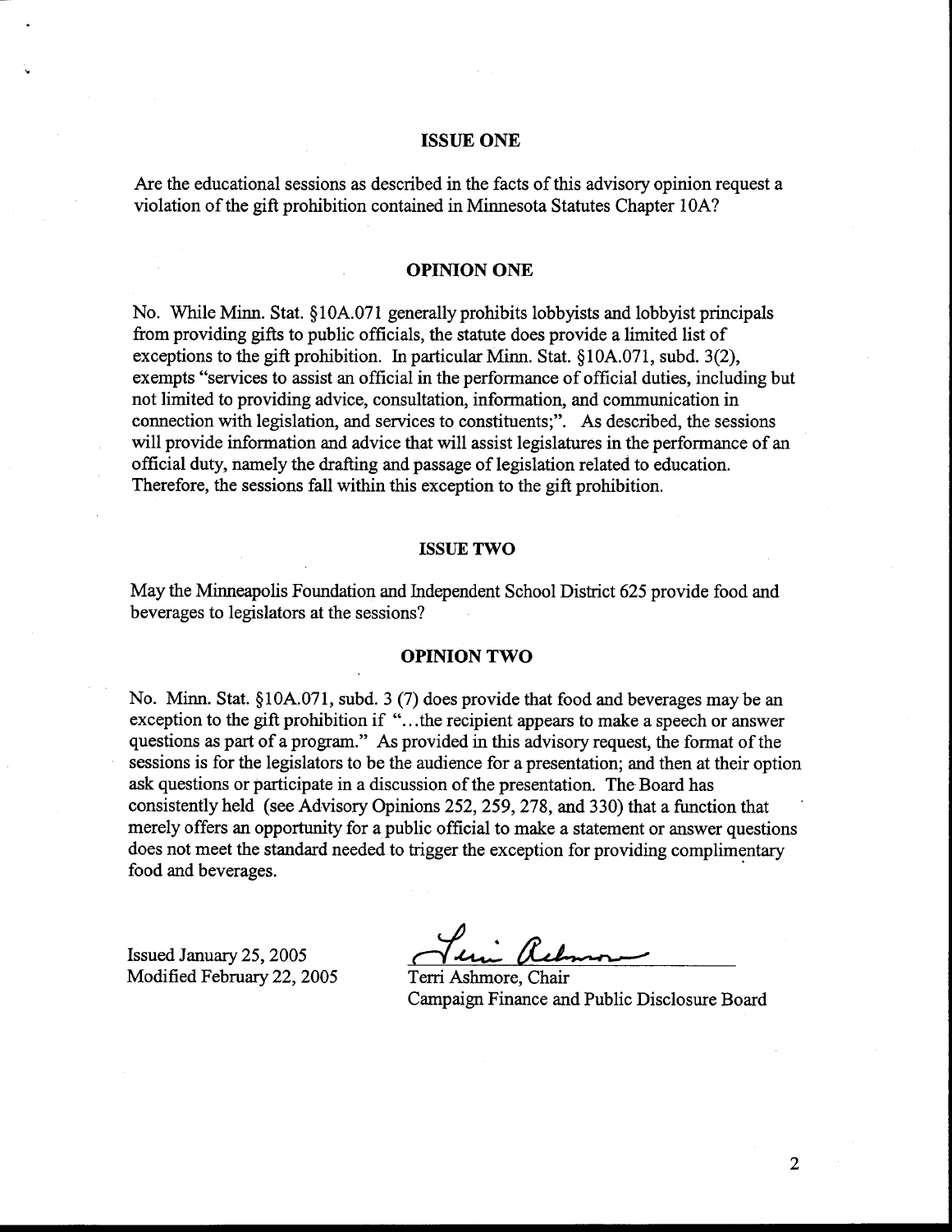## ISSUE ONE

Are the educational sessions as described in the facts of this advisory opinion request a violation of the gift prohibition contained in Minnesota Statutes Chapter 10A?

## OPINION ONE

No. While Minn. Stat. §10A.071 generally prohibits lobbyists and lobbyist principals from providing gifts to public officials, the statute does provide a limited list of exceptions to the gift prohibition. In particular Minn. Stat. §10A.071, subd. 3(2), exempts "services to assist an official in the performance of official duties, including but not limited to providing advice, consultation, information, and communication in connection with legislation, and services to constituents;". As described, the sessions will provide information and advice that will assist legislatures in the performance of an official duty, namely the drafting and passage of legislation related to education. Therefore, the sessions fall within this exception to the gift prohibition.

## ISSUE TWO

May the Minneapolis Foundation and Independent School District 625 provide food and beverages to legislators at the sessions?

## OPINION TWO

No. Minn. Stat. §10A.071, subd. 3 (7) does provide that food and beverages may be an exception to the gift prohibition if "...the recipient appears to make a speech or answer questions as part of a program." As provided in this advisory request, the format of the sessions is for the legislators to be the audience for a presentation; and then at their option ask questions or participate in a discussion of the presentation. The Board has consistently held (see Advisory Opinions 252, 259, 278, and 330) that a function that merely offers an opportunity for a public official to make a statement or answer questions does not meet the standard needed to trigger the exception for providing complimentary food and beverages.

Issued January 25, 2005
Modified February 22, 2005

Terri Ashmore, Chair
Campaign Finance and Public Disclosure Board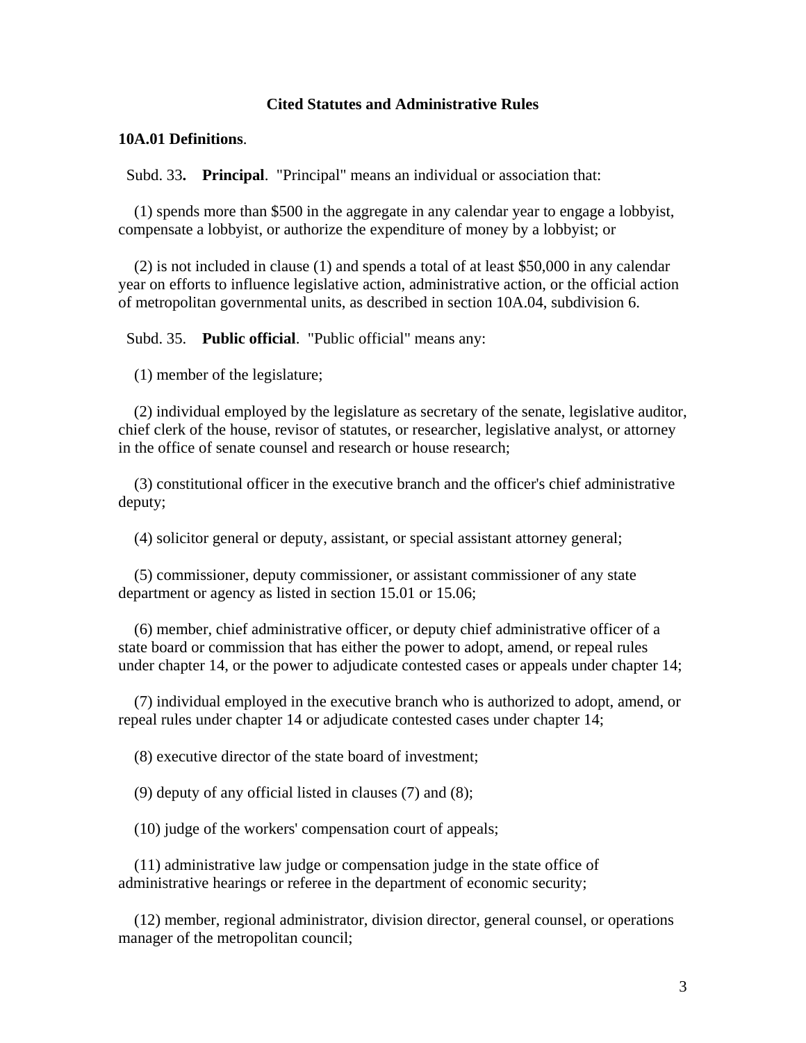### Cited Statutes and Administrative Rules

**10A.01 Definitions**.

Subd. 33**.** **Principal**. "Principal" means an individual or association that:

(1) spends more than $500 in the aggregate in any calendar year to engage a lobbyist, compensate a lobbyist, or authorize the expenditure of money by a lobbyist; or

(2) is not included in clause (1) and spends a total of at least $50,000 in any calendar year on efforts to influence legislative action, administrative action, or the official action of metropolitan governmental units, as described in section 10A.04, subdivision 6.

Subd. 35. **Public official**. "Public official" means any:

(1) member of the legislature;

(2) individual employed by the legislature as secretary of the senate, legislative auditor, chief clerk of the house, revisor of statutes, or researcher, legislative analyst, or attorney in the office of senate counsel and research or house research;

(3) constitutional officer in the executive branch and the officer's chief administrative deputy;

(4) solicitor general or deputy, assistant, or special assistant attorney general;

(5) commissioner, deputy commissioner, or assistant commissioner of any state department or agency as listed in section 15.01 or 15.06;

(6) member, chief administrative officer, or deputy chief administrative officer of a state board or commission that has either the power to adopt, amend, or repeal rules under chapter 14, or the power to adjudicate contested cases or appeals under chapter 14;

(7) individual employed in the executive branch who is authorized to adopt, amend, or repeal rules under chapter 14 or adjudicate contested cases under chapter 14;

(8) executive director of the state board of investment;

(9) deputy of any official listed in clauses (7) and (8);

(10) judge of the workers' compensation court of appeals;

(11) administrative law judge or compensation judge in the state office of administrative hearings or referee in the department of economic security;

(12) member, regional administrator, division director, general counsel, or operations manager of the metropolitan council;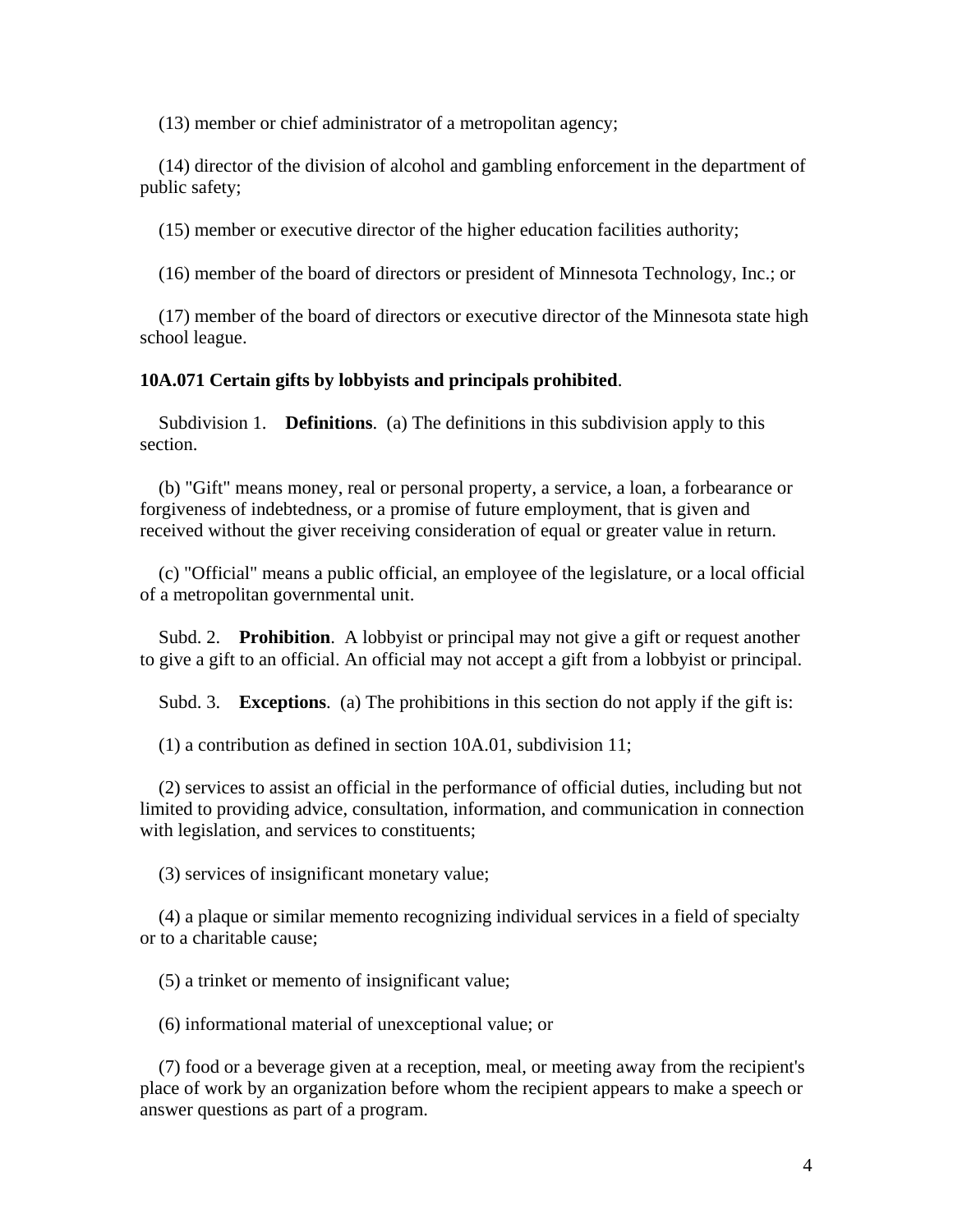(13) member or chief administrator of a metropolitan agency;

(14) director of the division of alcohol and gambling enforcement in the department of public safety;

(15) member or executive director of the higher education facilities authority;

(16) member of the board of directors or president of Minnesota Technology, Inc.; or

(17) member of the board of directors or executive director of the Minnesota state high school league.

**10A.071 Certain gifts by lobbyists and principals prohibited**.

Subdivision 1. **Definitions**. (a) The definitions in this subdivision apply to this section.

(b) "Gift" means money, real or personal property, a service, a loan, a forbearance or forgiveness of indebtedness, or a promise of future employment, that is given and received without the giver receiving consideration of equal or greater value in return.

(c) "Official" means a public official, an employee of the legislature, or a local official of a metropolitan governmental unit.

Subd. 2. **Prohibition**. A lobbyist or principal may not give a gift or request another to give a gift to an official. An official may not accept a gift from a lobbyist or principal.

Subd. 3. **Exceptions**. (a) The prohibitions in this section do not apply if the gift is:

(1) a contribution as defined in section 10A.01, subdivision 11;

(2) services to assist an official in the performance of official duties, including but not limited to providing advice, consultation, information, and communication in connection with legislation, and services to constituents;

(3) services of insignificant monetary value;

(4) a plaque or similar memento recognizing individual services in a field of specialty or to a charitable cause;

(5) a trinket or memento of insignificant value;

(6) informational material of unexceptional value; or

(7) food or a beverage given at a reception, meal, or meeting away from the recipient's place of work by an organization before whom the recipient appears to make a speech or answer questions as part of a program.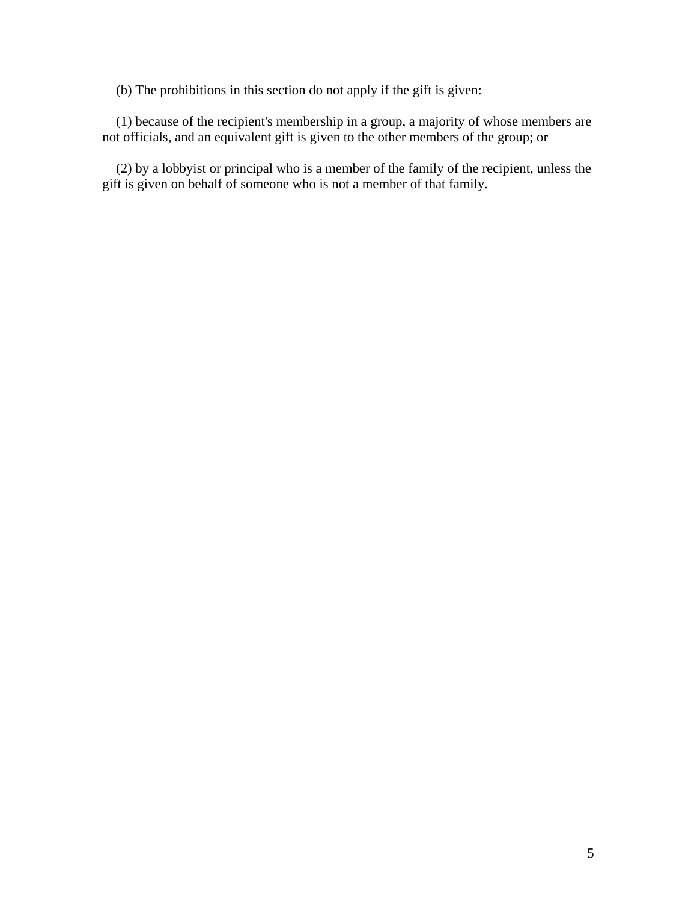(b) The prohibitions in this section do not apply if the gift is given:

(1) because of the recipient's membership in a group, a majority of whose members are not officials, and an equivalent gift is given to the other members of the group; or

(2) by a lobbyist or principal who is a member of the family of the recipient, unless the gift is given on behalf of someone who is not a member of that family.